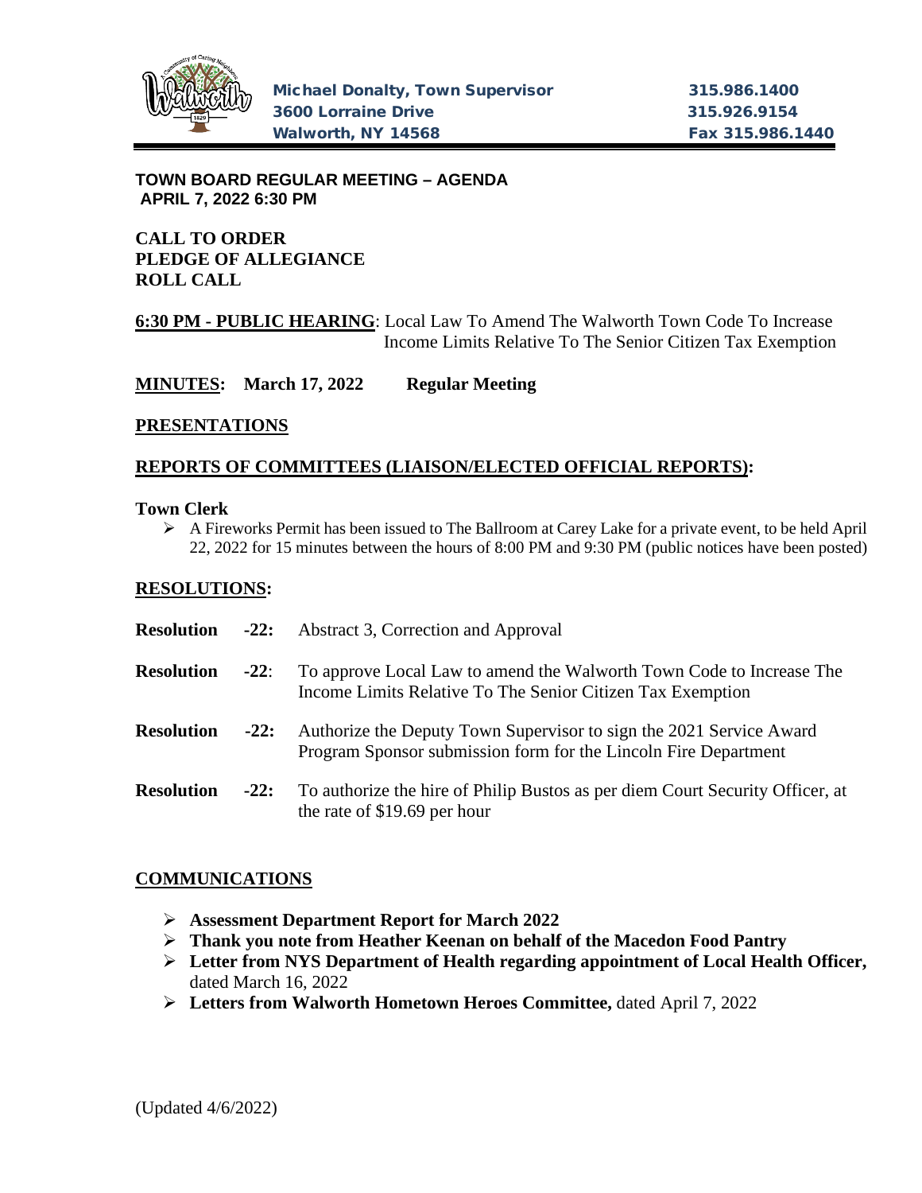Michael Donalty, Town Supervisor
3600 Lorraine Drive
Walworth, NY 14568

315.986.1400
315.926.9154
Fax 315.986.1440

**TOWN BOARD REGULAR MEETING – AGENDA**
**APRIL 7, 2022 6:30 PM**

**CALL TO ORDER**
**PLEDGE OF ALLEGIANCE**
**ROLL CALL**

**6:30 PM - PUBLIC HEARING**: Local Law To Amend The Walworth Town Code To Increase Income Limits Relative To The Senior Citizen Tax Exemption

**MINUTES: March 17, 2022 Regular Meeting**

**PRESENTATIONS**

**REPORTS OF COMMITTEES (LIAISON/ELECTED OFFICIAL REPORTS):**

**Town Clerk**

- A Fireworks Permit has been issued to The Ballroom at Carey Lake for a private event, to be held April 22, 2022 for 15 minutes between the hours of 8:00 PM and 9:30 PM (public notices have been posted)

**RESOLUTIONS:**

**Resolution -22:** Abstract 3, Correction and Approval

**Resolution -22**: To approve Local Law to amend the Walworth Town Code to Increase The Income Limits Relative To The Senior Citizen Tax Exemption

**Resolution -22:** Authorize the Deputy Town Supervisor to sign the 2021 Service Award Program Sponsor submission form for the Lincoln Fire Department

**Resolution -22:** To authorize the hire of Philip Bustos as per diem Court Security Officer, at the rate of $19.69 per hour

**COMMUNICATIONS**

- **Assessment Department Report for March 2022**
- **Thank you note from Heather Keenan on behalf of the Macedon Food Pantry**
- **Letter from NYS Department of Health regarding appointment of Local Health Officer,** dated March 16, 2022
- **Letters from Walworth Hometown Heroes Committee,** dated April 7, 2022

(Updated 4/6/2022)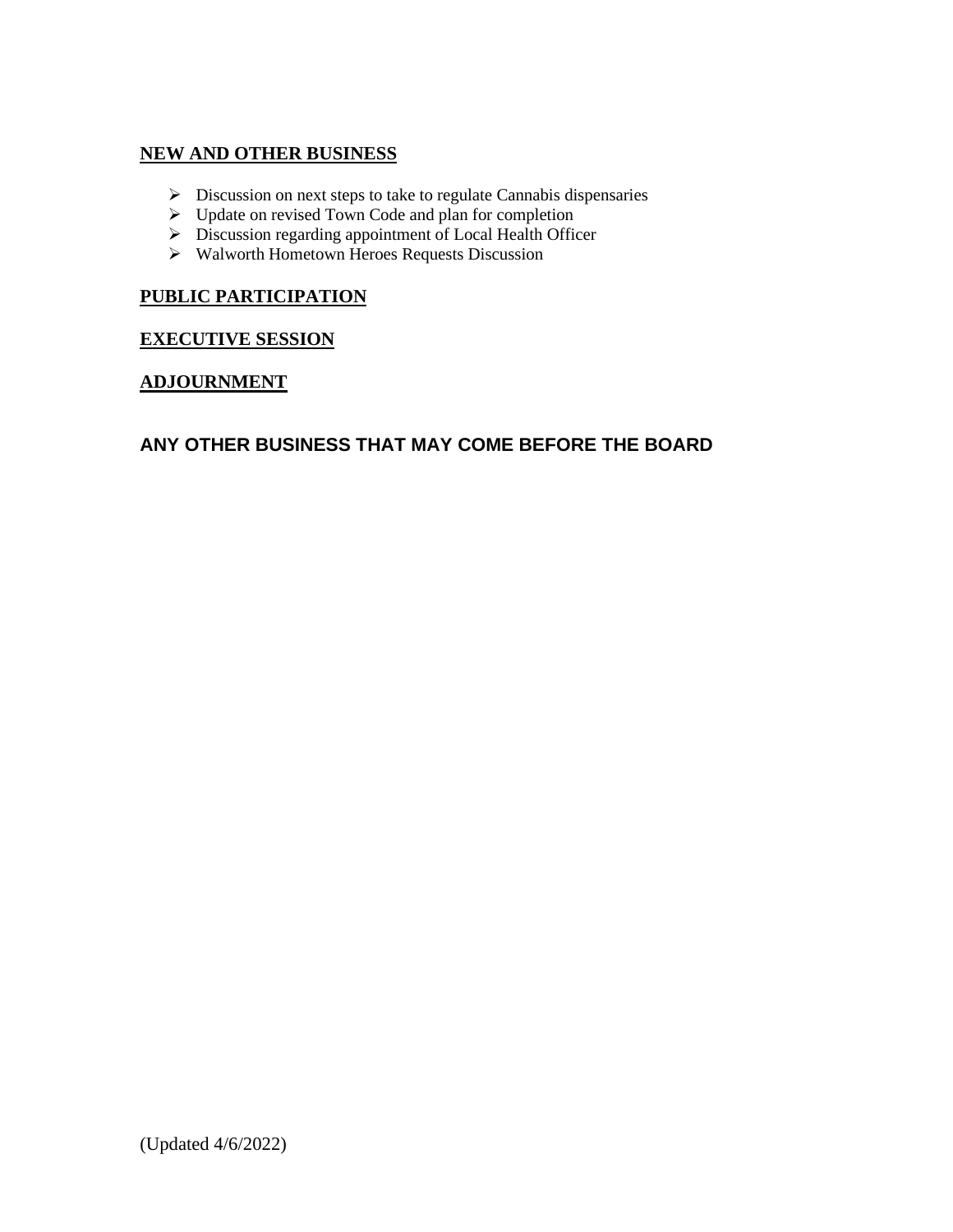## NEW AND OTHER BUSINESS

- Discussion on next steps to take to regulate Cannabis dispensaries
- Update on revised Town Code and plan for completion
- Discussion regarding appointment of Local Health Officer
- Walworth Hometown Heroes Requests Discussion

## PUBLIC PARTICIPATION

## EXECUTIVE SESSION

## ADJOURNMENT

**ANY OTHER BUSINESS THAT MAY COME BEFORE THE BOARD**

(Updated 4/6/2022)